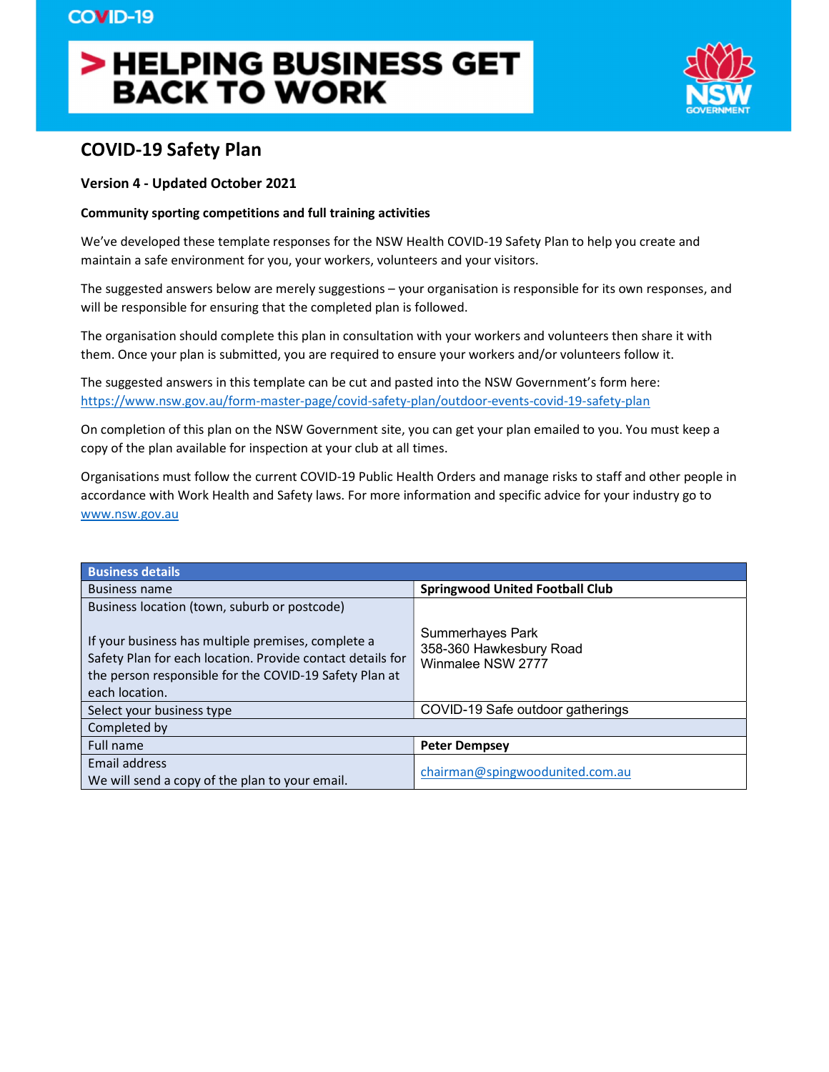COVID-19

# HELPING BUSINESS GET BACK TO WORK

## COVID-19 Safety Plan

**Version 4 - Updated October 2021**

**Community sporting competitions and full training activities**

We've developed these template responses for the NSW Health COVID-19 Safety Plan to help you create and maintain a safe environment for you, your workers, volunteers and your visitors.

The suggested answers below are merely suggestions – your organisation is responsible for its own responses, and will be responsible for ensuring that the completed plan is followed.

The organisation should complete this plan in consultation with your workers and volunteers then share it with them. Once your plan is submitted, you are required to ensure your workers and/or volunteers follow it.

The suggested answers in this template can be cut and pasted into the NSW Government's form here: https://www.nsw.gov.au/form-master-page/covid-safety-plan/outdoor-events-covid-19-safety-plan

On completion of this plan on the NSW Government site, you can get your plan emailed to you. You must keep a copy of the plan available for inspection at your club at all times.

Organisations must follow the current COVID-19 Public Health Orders and manage risks to staff and other people in accordance with Work Health and Safety laws. For more information and specific advice for your industry go to www.nsw.gov.au

| Business details | |
|---|---|
| Business name | **Springwood United Football Club** |
| Business location (town, suburb or postcode)<br><br>If your business has multiple premises, complete a Safety Plan for each location. Provide contact details for the person responsible for the COVID-19 Safety Plan at each location. | Summerhayes Park<br>358-360 Hawkesbury Road<br>Winmalee NSW 2777 |
| Select your business type | COVID-19 Safe outdoor gatherings |
| Completed by | |
| Full name | **Peter Dempsey** |
| Email address<br>We will send a copy of the plan to your email. | chairman@spingwoodunited.com.au |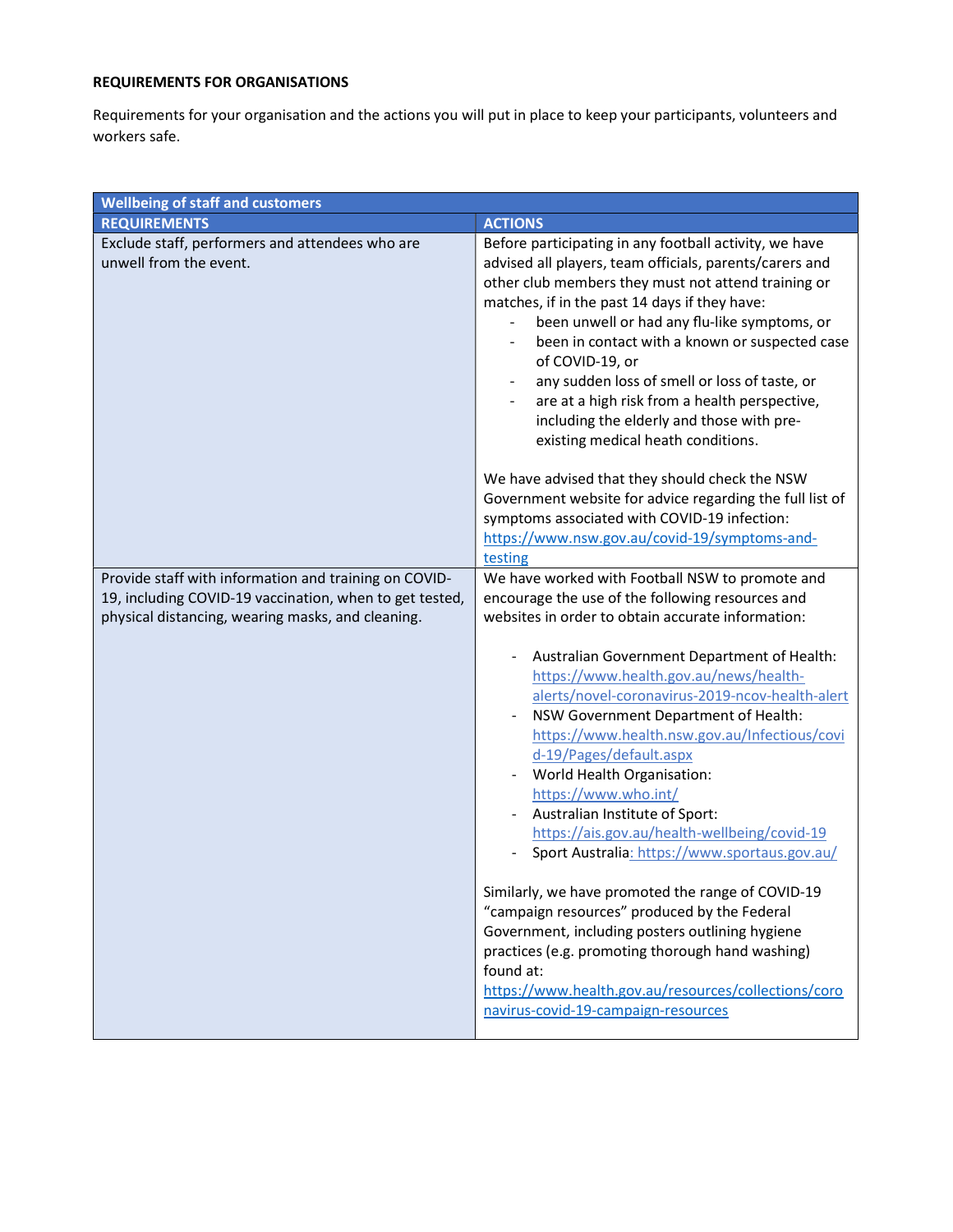**REQUIREMENTS FOR ORGANISATIONS**

Requirements for your organisation and the actions you will put in place to keep your participants, volunteers and workers safe.

| **Wellbeing of staff and customers** | |
|---|---|
| **REQUIREMENTS** | **ACTIONS** |
| Exclude staff, performers and attendees who are unwell from the event. | Before participating in any football activity, we have advised all players, team officials, parents/carers and other club members they must not attend training or matches, if in the past 14 days if they have:<br>- been unwell or had any flu-like symptoms, or<br>- been in contact with a known or suspected case of COVID-19, or<br>- any sudden loss of smell or loss of taste, or<br>- are at a high risk from a health perspective, including the elderly and those with pre-existing medical heath conditions.<br><br>We have advised that they should check the NSW Government website for advice regarding the full list of symptoms associated with COVID-19 infection: https://www.nsw.gov.au/covid-19/symptoms-and-testing |
| Provide staff with information and training on COVID-19, including COVID-19 vaccination, when to get tested, physical distancing, wearing masks, and cleaning. | We have worked with Football NSW to promote and encourage the use of the following resources and websites in order to obtain accurate information:<br><br>- Australian Government Department of Health: https://www.health.gov.au/news/health-alerts/novel-coronavirus-2019-ncov-health-alert<br>- NSW Government Department of Health: https://www.health.nsw.gov.au/Infectious/covid-19/Pages/default.aspx<br>- World Health Organisation: https://www.who.int/<br>- Australian Institute of Sport: https://ais.gov.au/health-wellbeing/covid-19<br>- Sport Australia: https://www.sportaus.gov.au/<br><br>Similarly, we have promoted the range of COVID-19 "campaign resources" produced by the Federal Government, including posters outlining hygiene practices (e.g. promoting thorough hand washing) found at: https://www.health.gov.au/resources/collections/coronavirus-covid-19-campaign-resources |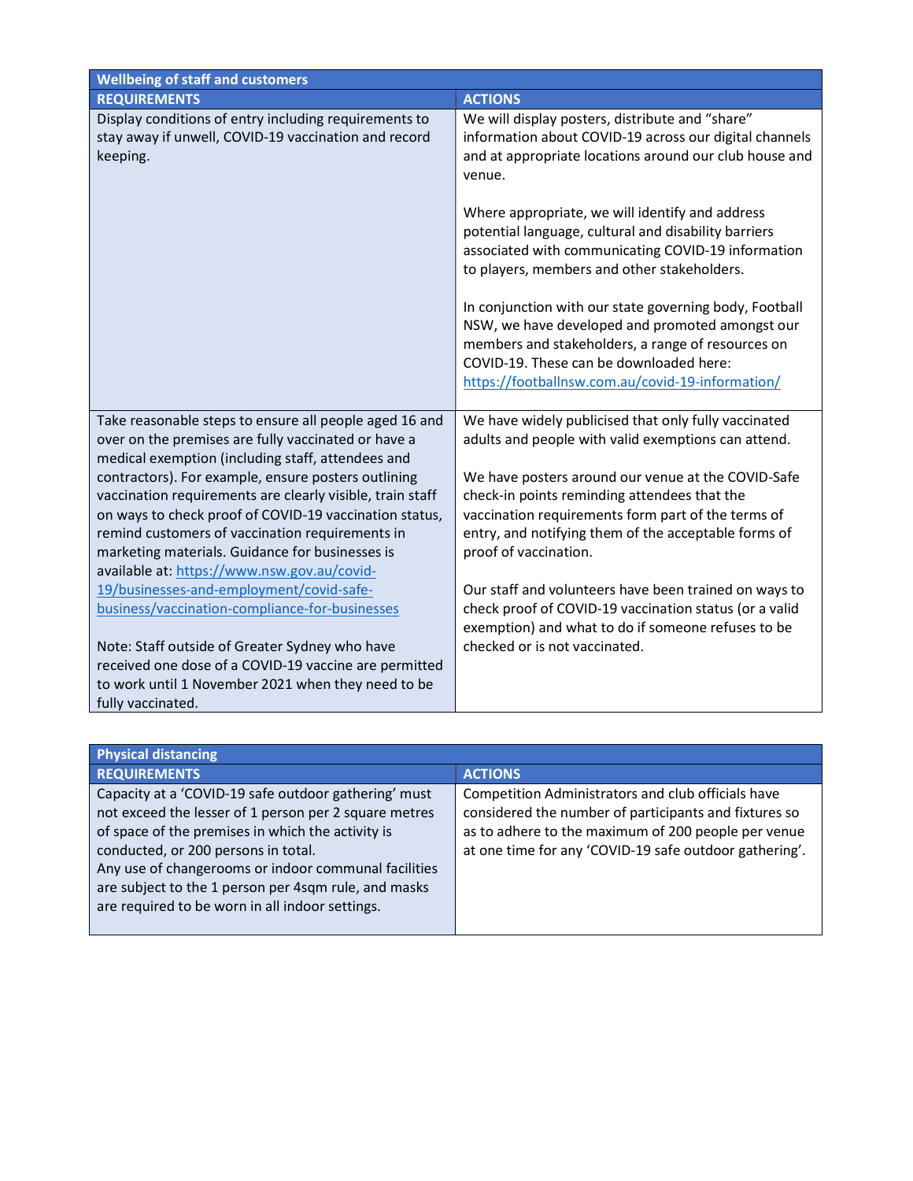| Wellbeing of staff and customers | |
|---|---|
| **REQUIREMENTS** | **ACTIONS** |
| Display conditions of entry including requirements to stay away if unwell, COVID-19 vaccination and record keeping. | We will display posters, distribute and "share" information about COVID-19 across our digital channels and at appropriate locations around our club house and venue.<br><br>Where appropriate, we will identify and address potential language, cultural and disability barriers associated with communicating COVID-19 information to players, members and other stakeholders.<br><br>In conjunction with our state governing body, Football NSW, we have developed and promoted amongst our members and stakeholders, a range of resources on COVID-19. These can be downloaded here: https://footballnsw.com.au/covid-19-information/ |
| Take reasonable steps to ensure all people aged 16 and over on the premises are fully vaccinated or have a medical exemption (including staff, attendees and contractors). For example, ensure posters outlining vaccination requirements are clearly visible, train staff on ways to check proof of COVID-19 vaccination status, remind customers of vaccination requirements in marketing materials. Guidance for businesses is available at: https://www.nsw.gov.au/covid-19/businesses-and-employment/covid-safe-business/vaccination-compliance-for-businesses<br><br>Note: Staff outside of Greater Sydney who have received one dose of a COVID-19 vaccine are permitted to work until 1 November 2021 when they need to be fully vaccinated. | We have widely publicised that only fully vaccinated adults and people with valid exemptions can attend.<br><br>We have posters around our venue at the COVID-Safe check-in points reminding attendees that the vaccination requirements form part of the terms of entry, and notifying them of the acceptable forms of proof of vaccination.<br><br>Our staff and volunteers have been trained on ways to check proof of COVID-19 vaccination status (or a valid exemption) and what to do if someone refuses to be checked or is not vaccinated. |

| Physical distancing | |
|---|---|
| **REQUIREMENTS** | **ACTIONS** |
| Capacity at a 'COVID-19 safe outdoor gathering' must not exceed the lesser of 1 person per 2 square metres of space of the premises in which the activity is conducted, or 200 persons in total.<br>Any use of changerooms or indoor communal facilities are subject to the 1 person per 4sqm rule, and masks are required to be worn in all indoor settings. | Competition Administrators and club officials have considered the number of participants and fixtures so as to adhere to the maximum of 200 people per venue at one time for any 'COVID-19 safe outdoor gathering'. |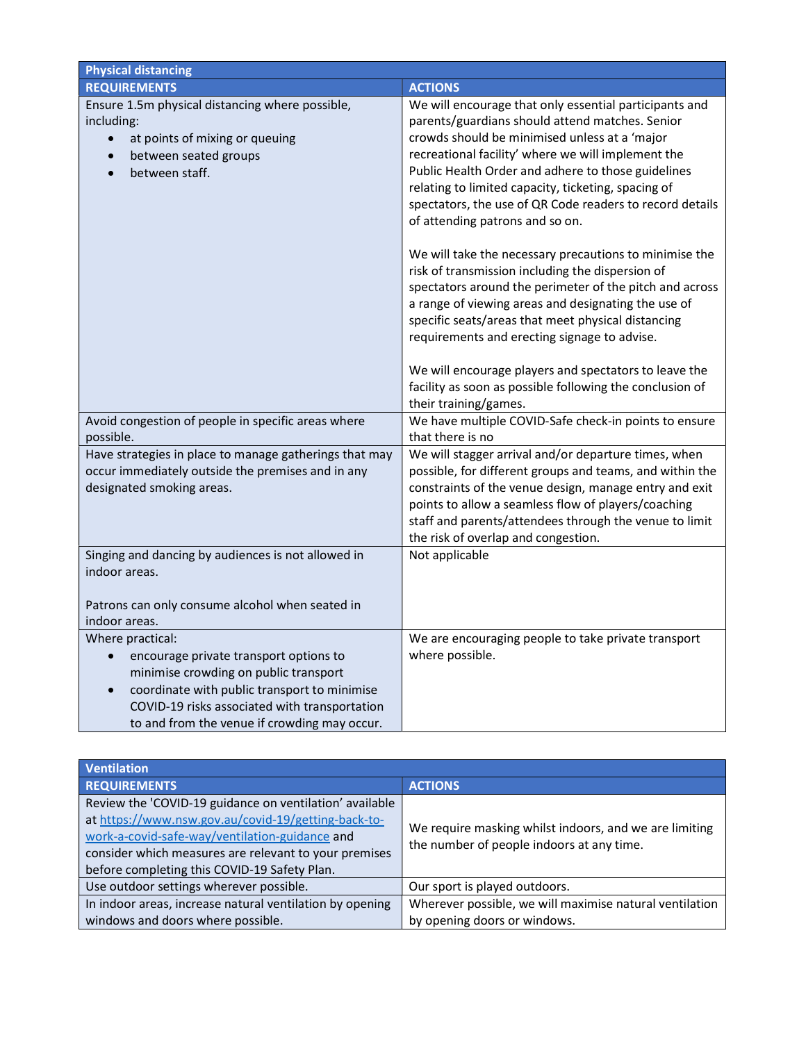| Physical distancing | |
|---|---|
| **REQUIREMENTS** | **ACTIONS** |
| Ensure 1.5m physical distancing where possible, including:<br>• at points of mixing or queuing<br>• between seated groups<br>• between staff. | We will encourage that only essential participants and parents/guardians should attend matches. Senior crowds should be minimised unless at a 'major recreational facility' where we will implement the Public Health Order and adhere to those guidelines relating to limited capacity, ticketing, spacing of spectators, the use of QR Code readers to record details of attending patrons and so on.<br><br>We will take the necessary precautions to minimise the risk of transmission including the dispersion of spectators around the perimeter of the pitch and across a range of viewing areas and designating the use of specific seats/areas that meet physical distancing requirements and erecting signage to advise.<br><br>We will encourage players and spectators to leave the facility as soon as possible following the conclusion of their training/games. |
| Avoid congestion of people in specific areas where possible. | We have multiple COVID-Safe check-in points to ensure that there is no |
| Have strategies in place to manage gatherings that may occur immediately outside the premises and in any designated smoking areas. | We will stagger arrival and/or departure times, when possible, for different groups and teams, and within the constraints of the venue design, manage entry and exit points to allow a seamless flow of players/coaching staff and parents/attendees through the venue to limit the risk of overlap and congestion. |
| Singing and dancing by audiences is not allowed in indoor areas.<br><br>Patrons can only consume alcohol when seated in indoor areas. | Not applicable |
| Where practical:<br>• encourage private transport options to minimise crowding on public transport<br>• coordinate with public transport to minimise COVID-19 risks associated with transportation to and from the venue if crowding may occur. | We are encouraging people to take private transport where possible. |

| Ventilation | |
|---|---|
| **REQUIREMENTS** | **ACTIONS** |
| Review the 'COVID-19 guidance on ventilation' available at [https://www.nsw.gov.au/covid-19/getting-back-to-work-a-covid-safe-way/ventilation-guidance](https://www.nsw.gov.au/covid-19/getting-back-to-work-a-covid-safe-way/ventilation-guidance) and consider which measures are relevant to your premises before completing this COVID-19 Safety Plan. | We require masking whilst indoors, and we are limiting the number of people indoors at any time. |
| Use outdoor settings wherever possible. | Our sport is played outdoors. |
| In indoor areas, increase natural ventilation by opening windows and doors where possible. | Wherever possible, we will maximise natural ventilation by opening doors or windows. |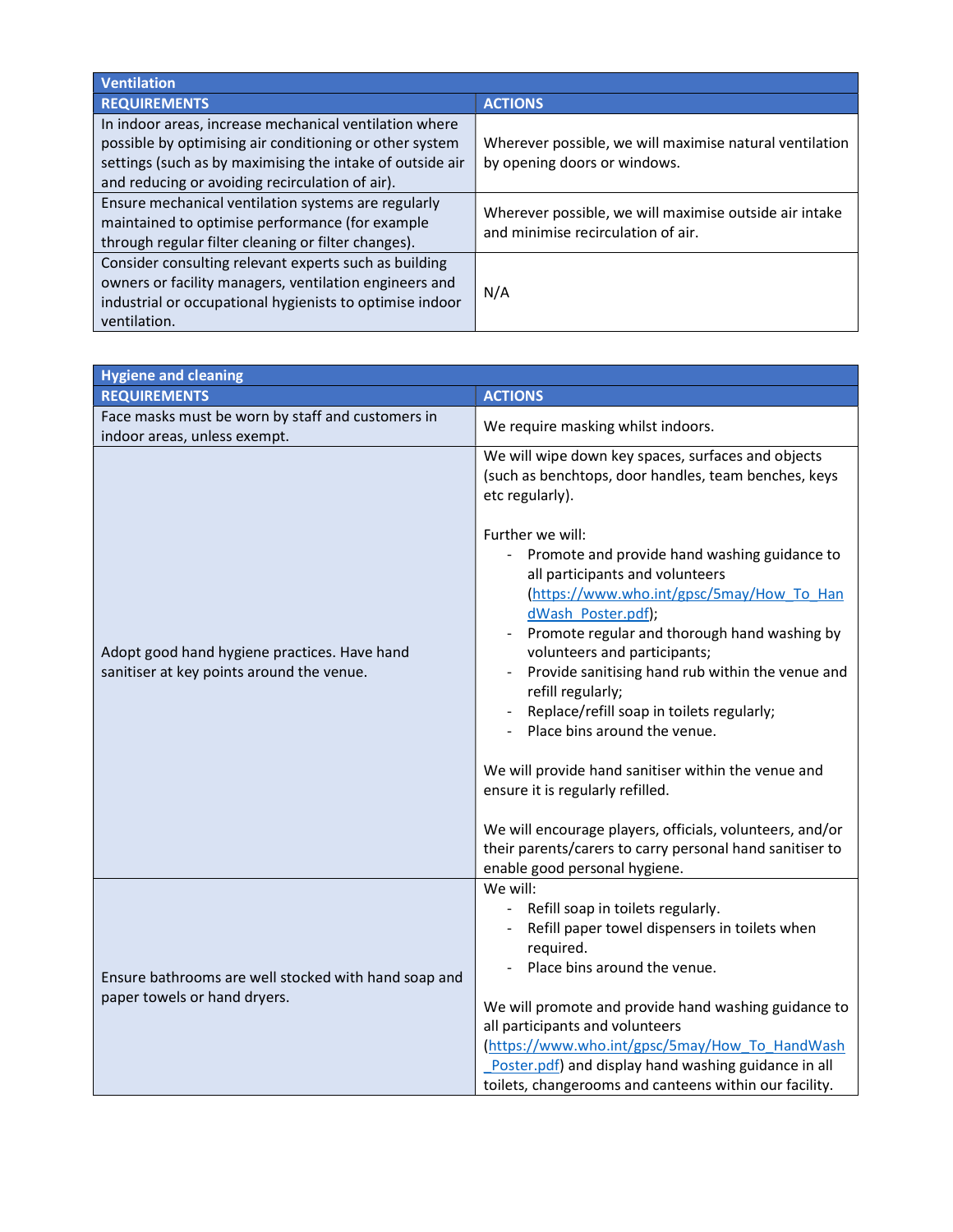| Ventilation | |
|---|---|
| **REQUIREMENTS** | **ACTIONS** |
| In indoor areas, increase mechanical ventilation where possible by optimising air conditioning or other system settings (such as by maximising the intake of outside air and reducing or avoiding recirculation of air). | Wherever possible, we will maximise natural ventilation by opening doors or windows. |
| Ensure mechanical ventilation systems are regularly maintained to optimise performance (for example through regular filter cleaning or filter changes). | Wherever possible, we will maximise outside air intake and minimise recirculation of air. |
| Consider consulting relevant experts such as building owners or facility managers, ventilation engineers and industrial or occupational hygienists to optimise indoor ventilation. | N/A |

| Hygiene and cleaning | |
|---|---|
| **REQUIREMENTS** | **ACTIONS** |
| Face masks must be worn by staff and customers in indoor areas, unless exempt. | We require masking whilst indoors. |
| Adopt good hand hygiene practices. Have hand sanitiser at key points around the venue. | We will wipe down key spaces, surfaces and objects (such as benchtops, door handles, team benches, keys etc regularly).<br><br>Further we will:<br>- Promote and provide hand washing guidance to all participants and volunteers (https://www.who.int/gpsc/5may/How_To_HandWash_Poster.pdf);<br>- Promote regular and thorough hand washing by volunteers and participants;<br>- Provide sanitising hand rub within the venue and refill regularly;<br>- Replace/refill soap in toilets regularly;<br>- Place bins around the venue.<br><br>We will provide hand sanitiser within the venue and ensure it is regularly refilled.<br><br>We will encourage players, officials, volunteers, and/or their parents/carers to carry personal hand sanitiser to enable good personal hygiene. |
| Ensure bathrooms are well stocked with hand soap and paper towels or hand dryers. | We will:<br>- Refill soap in toilets regularly.<br>- Refill paper towel dispensers in toilets when required.<br>- Place bins around the venue.<br><br>We will promote and provide hand washing guidance to all participants and volunteers (https://www.who.int/gpsc/5may/How_To_HandWash_Poster.pdf) and display hand washing guidance in all toilets, changerooms and canteens within our facility. |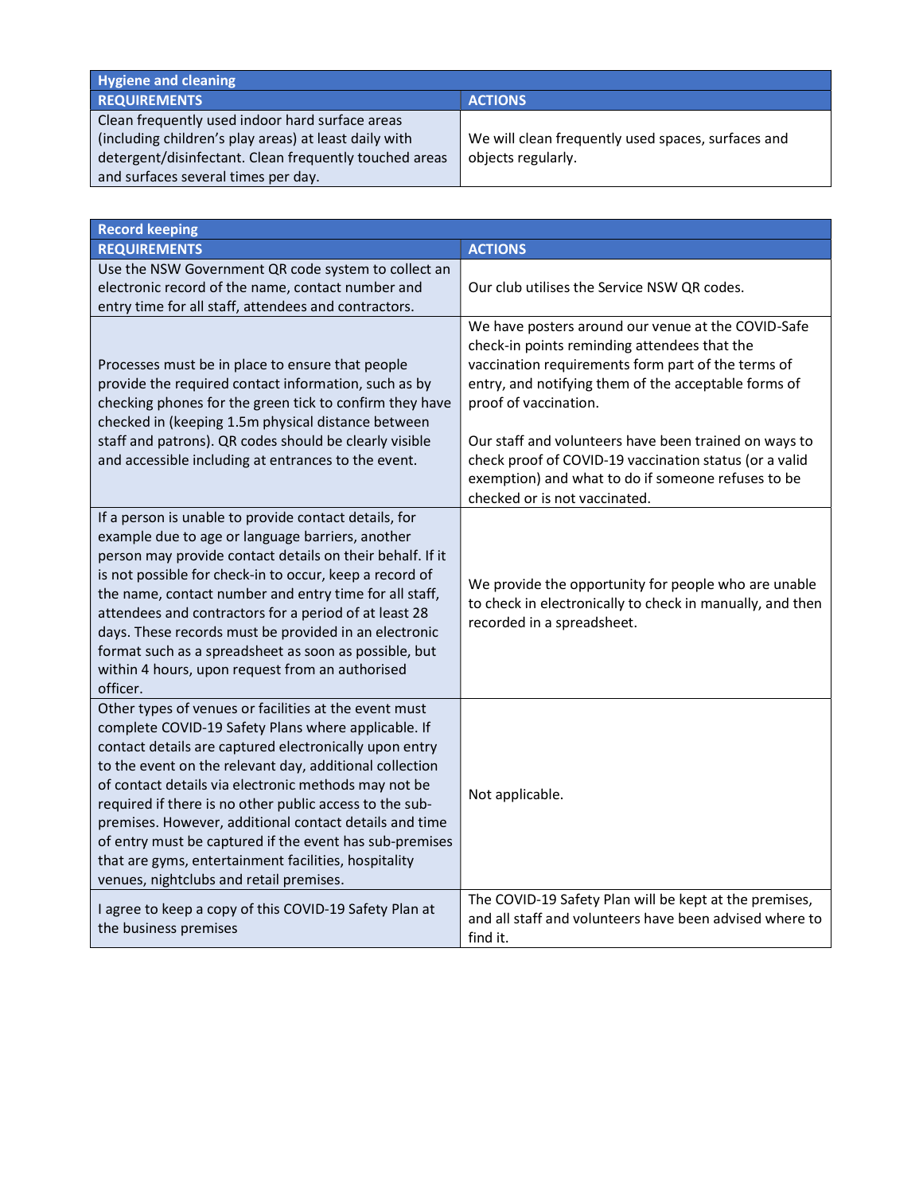| Hygiene and cleaning | |
|---|---|
| **REQUIREMENTS** | **ACTIONS** |
| Clean frequently used indoor hard surface areas (including children's play areas) at least daily with detergent/disinfectant. Clean frequently touched areas and surfaces several times per day. | We will clean frequently used spaces, surfaces and objects regularly. |

| Record keeping | |
|---|---|
| **REQUIREMENTS** | **ACTIONS** |
| Use the NSW Government QR code system to collect an electronic record of the name, contact number and entry time for all staff, attendees and contractors. | Our club utilises the Service NSW QR codes. |
| Processes must be in place to ensure that people provide the required contact information, such as by checking phones for the green tick to confirm they have checked in (keeping 1.5m physical distance between staff and patrons). QR codes should be clearly visible and accessible including at entrances to the event. | We have posters around our venue at the COVID-Safe check-in points reminding attendees that the vaccination requirements form part of the terms of entry, and notifying them of the acceptable forms of proof of vaccination.<br><br>Our staff and volunteers have been trained on ways to check proof of COVID-19 vaccination status (or a valid exemption) and what to do if someone refuses to be checked or is not vaccinated. |
| If a person is unable to provide contact details, for example due to age or language barriers, another person may provide contact details on their behalf. If it is not possible for check-in to occur, keep a record of the name, contact number and entry time for all staff, attendees and contractors for a period of at least 28 days. These records must be provided in an electronic format such as a spreadsheet as soon as possible, but within 4 hours, upon request from an authorised officer. | We provide the opportunity for people who are unable to check in electronically to check in manually, and then recorded in a spreadsheet. |
| Other types of venues or facilities at the event must complete COVID-19 Safety Plans where applicable. If contact details are captured electronically upon entry to the event on the relevant day, additional collection of contact details via electronic methods may not be required if there is no other public access to the sub-premises. However, additional contact details and time of entry must be captured if the event has sub-premises that are gyms, entertainment facilities, hospitality venues, nightclubs and retail premises. | Not applicable. |
| I agree to keep a copy of this COVID-19 Safety Plan at the business premises | The COVID-19 Safety Plan will be kept at the premises, and all staff and volunteers have been advised where to find it. |